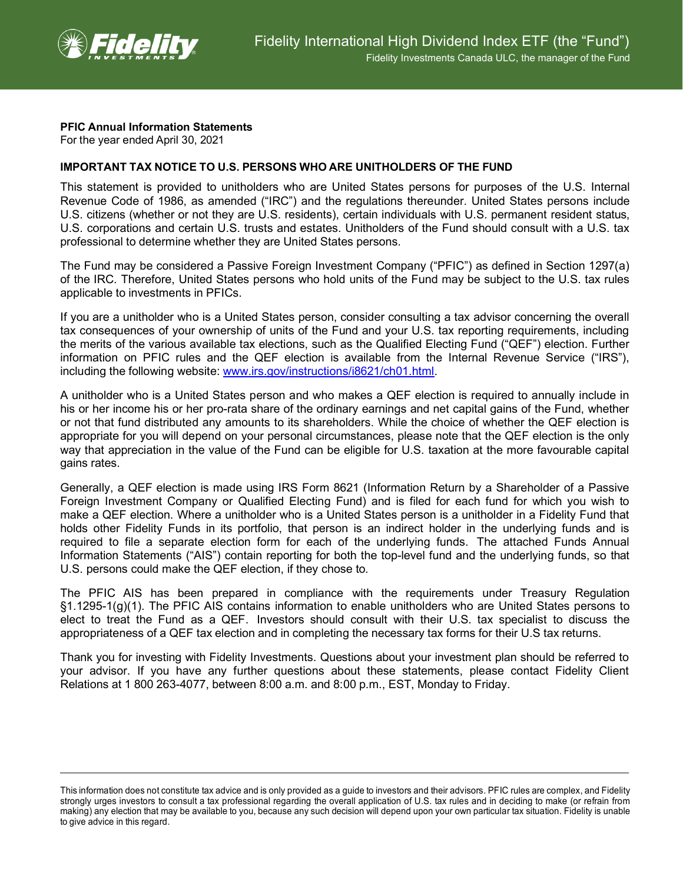Fidelity International High Dividend Index ETF (the "Fund")

Fidelity Investments Canada ULC, the manager of the Fund

**PFIC Annual Information Statements**
For the year ended April 30, 2021

**IMPORTANT TAX NOTICE TO U.S. PERSONS WHO ARE UNITHOLDERS OF THE FUND**

This statement is provided to unitholders who are United States persons for purposes of the U.S. Internal Revenue Code of 1986, as amended ("IRC") and the regulations thereunder. United States persons include U.S. citizens (whether or not they are U.S. residents), certain individuals with U.S. permanent resident status, U.S. corporations and certain U.S. trusts and estates. Unitholders of the Fund should consult with a U.S. tax professional to determine whether they are United States persons.

The Fund may be considered a Passive Foreign Investment Company ("PFIC") as defined in Section 1297(a) of the IRC. Therefore, United States persons who hold units of the Fund may be subject to the U.S. tax rules applicable to investments in PFICs.

If you are a unitholder who is a United States person, consider consulting a tax advisor concerning the overall tax consequences of your ownership of units of the Fund and your U.S. tax reporting requirements, including the merits of the various available tax elections, such as the Qualified Electing Fund ("QEF") election. Further information on PFIC rules and the QEF election is available from the Internal Revenue Service ("IRS"), including the following website: [www.irs.gov/instructions/i8621/ch01.html](www.irs.gov/instructions/i8621/ch01.html).

A unitholder who is a United States person and who makes a QEF election is required to annually include in his or her income his or her pro-rata share of the ordinary earnings and net capital gains of the Fund, whether or not that fund distributed any amounts to its shareholders. While the choice of whether the QEF election is appropriate for you will depend on your personal circumstances, please note that the QEF election is the only way that appreciation in the value of the Fund can be eligible for U.S. taxation at the more favourable capital gains rates.

Generally, a QEF election is made using IRS Form 8621 (Information Return by a Shareholder of a Passive Foreign Investment Company or Qualified Electing Fund) and is filed for each fund for which you wish to make a QEF election. Where a unitholder who is a United States person is a unitholder in a Fidelity Fund that holds other Fidelity Funds in its portfolio, that person is an indirect holder in the underlying funds and is required to file a separate election form for each of the underlying funds. The attached Funds Annual Information Statements ("AIS") contain reporting for both the top-level fund and the underlying funds, so that U.S. persons could make the QEF election, if they chose to.

The PFIC AIS has been prepared in compliance with the requirements under Treasury Regulation §1.1295-1(g)(1). The PFIC AIS contains information to enable unitholders who are United States persons to elect to treat the Fund as a QEF. Investors should consult with their U.S. tax specialist to discuss the appropriateness of a QEF tax election and in completing the necessary tax forms for their U.S tax returns.

Thank you for investing with Fidelity Investments. Questions about your investment plan should be referred to your advisor. If you have any further questions about these statements, please contact Fidelity Client Relations at 1 800 263-4077, between 8:00 a.m. and 8:00 p.m., EST, Monday to Friday.

---

This information does not constitute tax advice and is only provided as a guide to investors and their advisors. PFIC rules are complex, and Fidelity strongly urges investors to consult a tax professional regarding the overall application of U.S. tax rules and in deciding to make (or refrain from making) any election that may be available to you, because any such decision will depend upon your own particular tax situation. Fidelity is unable to give advice in this regard.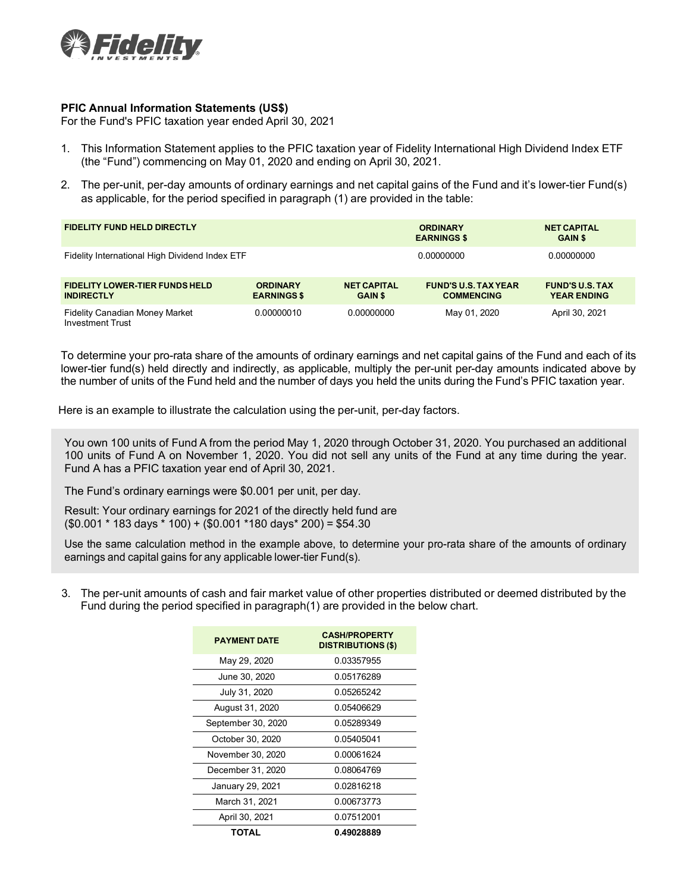**PFIC Annual Information Statements (US$)**

For the Fund's PFIC taxation year ended April 30, 2021

1. This Information Statement applies to the PFIC taxation year of Fidelity International High Dividend Index ETF (the “Fund”) commencing on May 01, 2020 and ending on April 30, 2021.

2. The per-unit, per-day amounts of ordinary earnings and net capital gains of the Fund and it’s lower-tier Fund(s) as applicable, for the period specified in paragraph (1) are provided in the table:

| FIDELITY FUND HELD DIRECTLY | ORDINARY EARNINGS $ | NET CAPITAL GAIN $ |
|---|---|---|
| Fidelity International High Dividend Index ETF | 0.00000000 | 0.00000000 |

| FIDELITY LOWER-TIER FUNDS HELD INDIRECTLY | ORDINARY EARNINGS $ | NET CAPITAL GAIN $ | FUND'S U.S. TAX YEAR COMMENCING | FUND'S U.S. TAX YEAR ENDING |
|---|---|---|---|---|
| Fidelity Canadian Money Market Investment Trust | 0.00000010 | 0.00000000 | May 01, 2020 | April 30, 2021 |

To determine your pro-rata share of the amounts of ordinary earnings and net capital gains of the Fund and each of its lower-tier fund(s) held directly and indirectly, as applicable, multiply the per-unit per-day amounts indicated above by the number of units of the Fund held and the number of days you held the units during the Fund’s PFIC taxation year.

Here is an example to illustrate the calculation using the per-unit, per-day factors.

> You own 100 units of Fund A from the period May 1, 2020 through October 31, 2020. You purchased an additional 100 units of Fund A on November 1, 2020. You did not sell any units of the Fund at any time during the year. Fund A has a PFIC taxation year end of April 30, 2021.
>
> The Fund’s ordinary earnings were $0.001 per unit, per day.
>
> Result: Your ordinary earnings for 2021 of the directly held fund are ($0.001 * 183 days * 100) + ($0.001 *180 days* 200) = $54.30
>
> Use the same calculation method in the example above, to determine your pro-rata share of the amounts of ordinary earnings and capital gains for any applicable lower-tier Fund(s).

3. The per-unit amounts of cash and fair market value of other properties distributed or deemed distributed by the Fund during the period specified in paragraph(1) are provided in the below chart.

| PAYMENT DATE | CASH/PROPERTY DISTRIBUTIONS ($) |
|---|---|
| May 29, 2020 | 0.03357955 |
| June 30, 2020 | 0.05176289 |
| July 31, 2020 | 0.05265242 |
| August 31, 2020 | 0.05406629 |
| September 30, 2020 | 0.05289349 |
| October 30, 2020 | 0.05405041 |
| November 30, 2020 | 0.00061624 |
| December 31, 2020 | 0.08064769 |
| January 29, 2021 | 0.02816218 |
| March 31, 2021 | 0.00673773 |
| April 30, 2021 | 0.07512001 |
| **TOTAL** | **0.49028889** |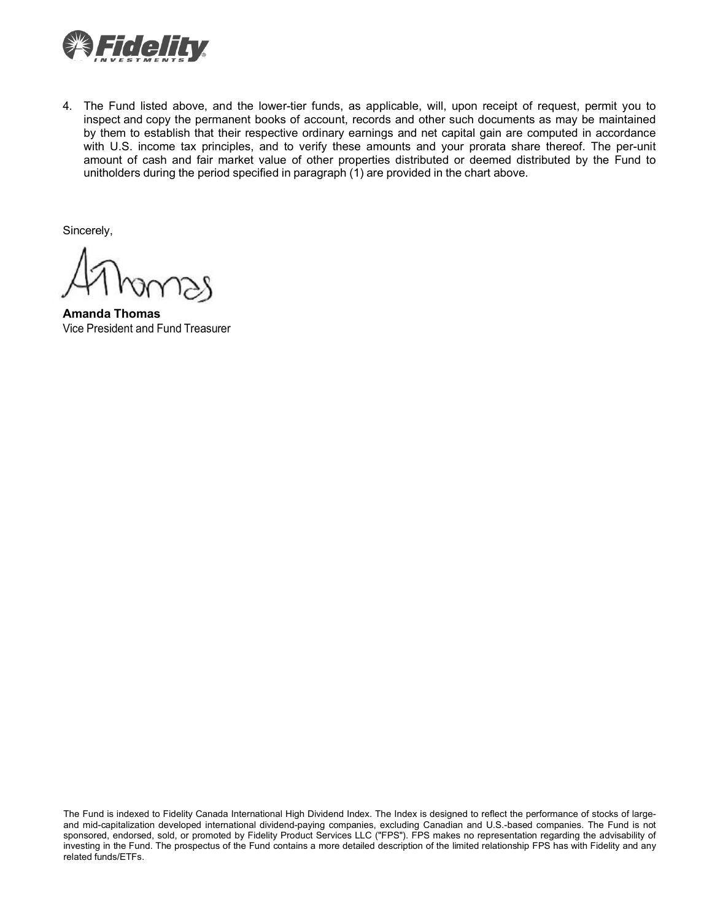4. The Fund listed above, and the lower-tier funds, as applicable, will, upon receipt of request, permit you to inspect and copy the permanent books of account, records and other such documents as may be maintained by them to establish that their respective ordinary earnings and net capital gain are computed in accordance with U.S. income tax principles, and to verify these amounts and your prorata share thereof. The per-unit amount of cash and fair market value of other properties distributed or deemed distributed by the Fund to unitholders during the period specified in paragraph (1) are provided in the chart above.

Sincerely,

**Amanda Thomas**
Vice President and Fund Treasurer

The Fund is indexed to Fidelity Canada International High Dividend Index. The Index is designed to reflect the performance of stocks of large- and mid-capitalization developed international dividend-paying companies, excluding Canadian and U.S.-based companies. The Fund is not sponsored, endorsed, sold, or promoted by Fidelity Product Services LLC ("FPS"). FPS makes no representation regarding the advisability of investing in the Fund. The prospectus of the Fund contains a more detailed description of the limited relationship FPS has with Fidelity and any related funds/ETFs.